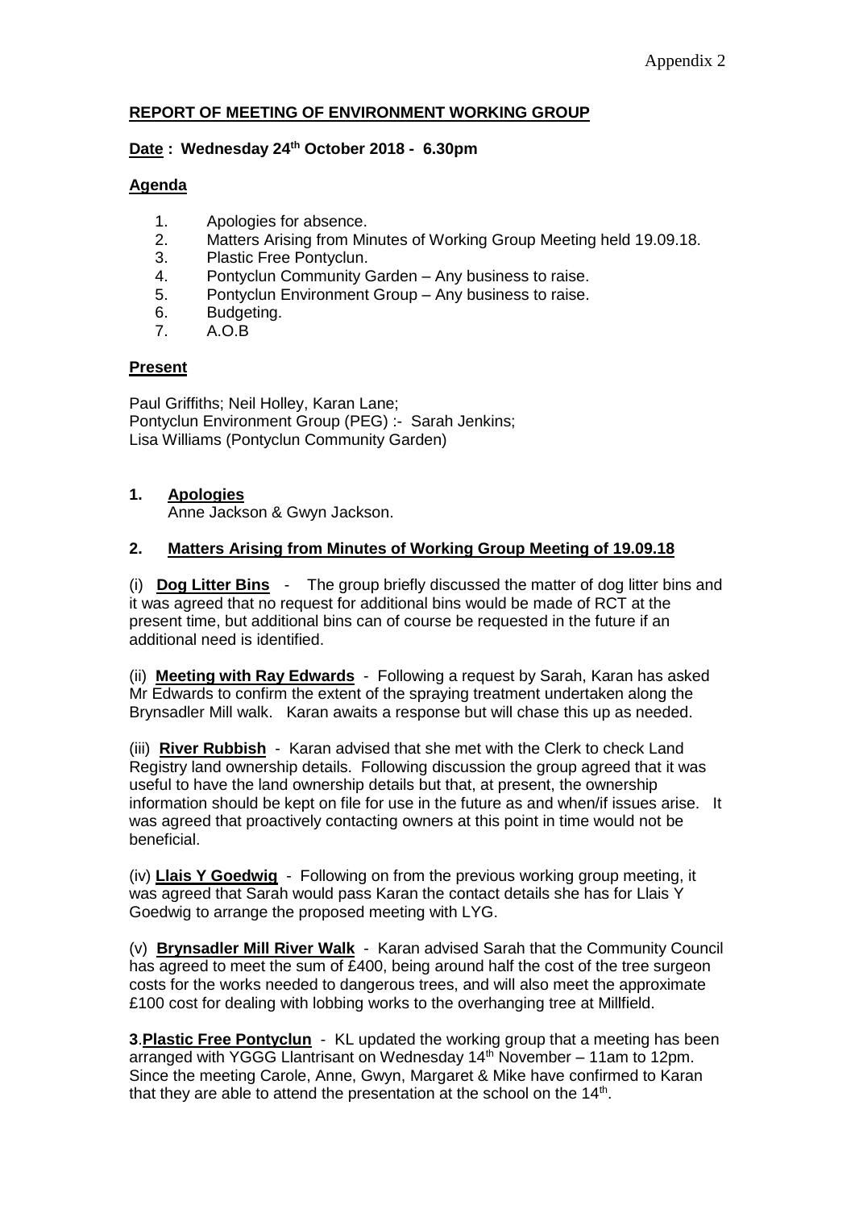Appendix 2

## REPORT OF MEETING OF ENVIRONMENT WORKING GROUP

**Date : Wednesday 24th October 2018 - 6.30pm**

**Agenda**

1. Apologies for absence.
2. Matters Arising from Minutes of Working Group Meeting held 19.09.18.
3. Plastic Free Pontyclun.
4. Pontyclun Community Garden – Any business to raise.
5. Pontyclun Environment Group – Any business to raise.
6. Budgeting.
7. A.O.B

**Present**

Paul Griffiths; Neil Holley, Karan Lane;
Pontyclun Environment Group (PEG) :- Sarah Jenkins;
Lisa Williams (Pontyclun Community Garden)

**1. Apologies**

Anne Jackson & Gwyn Jackson.

**2. Matters Arising from Minutes of Working Group Meeting of 19.09.18**

(i) **Dog Litter Bins** - The group briefly discussed the matter of dog litter bins and it was agreed that no request for additional bins would be made of RCT at the present time, but additional bins can of course be requested in the future if an additional need is identified.

(ii) **Meeting with Ray Edwards** - Following a request by Sarah, Karan has asked Mr Edwards to confirm the extent of the spraying treatment undertaken along the Brynsadler Mill walk. Karan awaits a response but will chase this up as needed.

(iii) **River Rubbish** - Karan advised that she met with the Clerk to check Land Registry land ownership details. Following discussion the group agreed that it was useful to have the land ownership details but that, at present, the ownership information should be kept on file for use in the future as and when/if issues arise. It was agreed that proactively contacting owners at this point in time would not be beneficial.

(iv) **Llais Y Goedwig** - Following on from the previous working group meeting, it was agreed that Sarah would pass Karan the contact details she has for Llais Y Goedwig to arrange the proposed meeting with LYG.

(v) **Brynsadler Mill River Walk** - Karan advised Sarah that the Community Council has agreed to meet the sum of £400, being around half the cost of the tree surgeon costs for the works needed to dangerous trees, and will also meet the approximate £100 cost for dealing with lobbing works to the overhanging tree at Millfield.

**3**.**Plastic Free Pontyclun** - KL updated the working group that a meeting has been arranged with YGGG Llantrisant on Wednesday 14th November – 11am to 12pm. Since the meeting Carole, Anne, Gwyn, Margaret & Mike have confirmed to Karan that they are able to attend the presentation at the school on the 14th.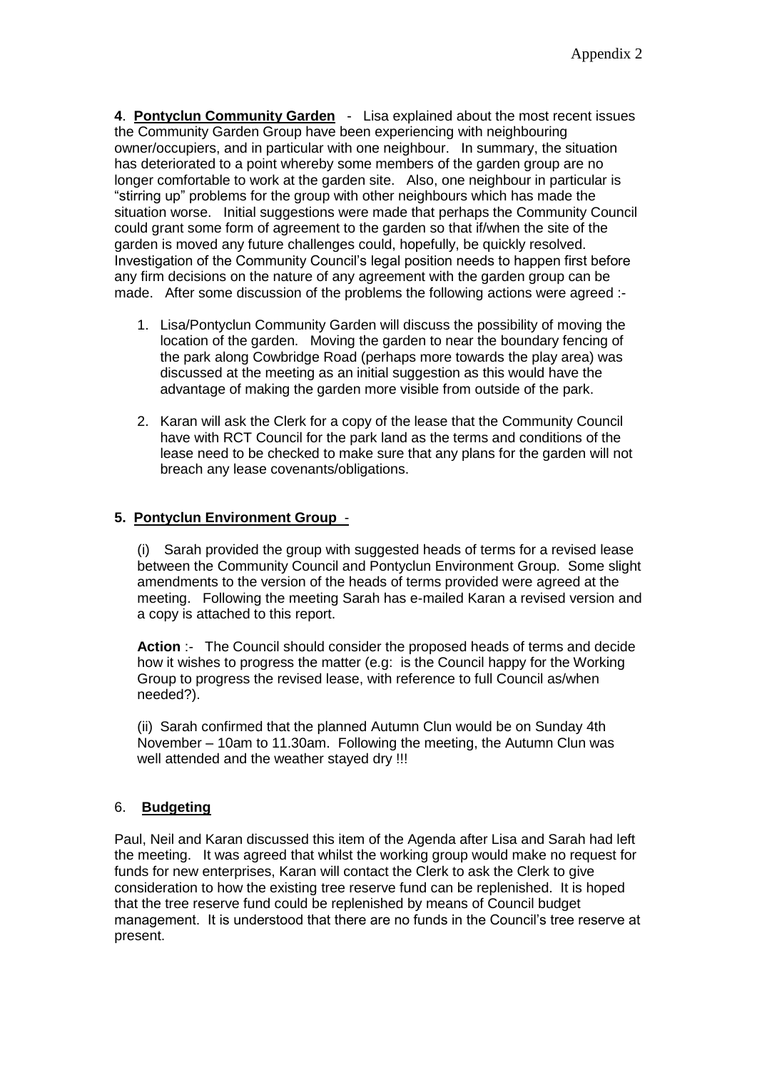**4**. **Pontyclun Community Garden** - Lisa explained about the most recent issues the Community Garden Group have been experiencing with neighbouring owner/occupiers, and in particular with one neighbour. In summary, the situation has deteriorated to a point whereby some members of the garden group are no longer comfortable to work at the garden site. Also, one neighbour in particular is "stirring up" problems for the group with other neighbours which has made the situation worse. Initial suggestions were made that perhaps the Community Council could grant some form of agreement to the garden so that if/when the site of the garden is moved any future challenges could, hopefully, be quickly resolved. Investigation of the Community Council's legal position needs to happen first before any firm decisions on the nature of any agreement with the garden group can be made. After some discussion of the problems the following actions were agreed :-

1. Lisa/Pontyclun Community Garden will discuss the possibility of moving the location of the garden. Moving the garden to near the boundary fencing of the park along Cowbridge Road (perhaps more towards the play area) was discussed at the meeting as an initial suggestion as this would have the advantage of making the garden more visible from outside of the park.

2. Karan will ask the Clerk for a copy of the lease that the Community Council have with RCT Council for the park land as the terms and conditions of the lease need to be checked to make sure that any plans for the garden will not breach any lease covenants/obligations.

**5. Pontyclun Environment Group** -

(i) Sarah provided the group with suggested heads of terms for a revised lease between the Community Council and Pontyclun Environment Group. Some slight amendments to the version of the heads of terms provided were agreed at the meeting. Following the meeting Sarah has e-mailed Karan a revised version and a copy is attached to this report.

**Action** :- The Council should consider the proposed heads of terms and decide how it wishes to progress the matter (e.g: is the Council happy for the Working Group to progress the revised lease, with reference to full Council as/when needed?).

(ii) Sarah confirmed that the planned Autumn Clun would be on Sunday 4th November – 10am to 11.30am. Following the meeting, the Autumn Clun was well attended and the weather stayed dry !!!

6. **Budgeting**

Paul, Neil and Karan discussed this item of the Agenda after Lisa and Sarah had left the meeting. It was agreed that whilst the working group would make no request for funds for new enterprises, Karan will contact the Clerk to ask the Clerk to give consideration to how the existing tree reserve fund can be replenished. It is hoped that the tree reserve fund could be replenished by means of Council budget management. It is understood that there are no funds in the Council's tree reserve at present.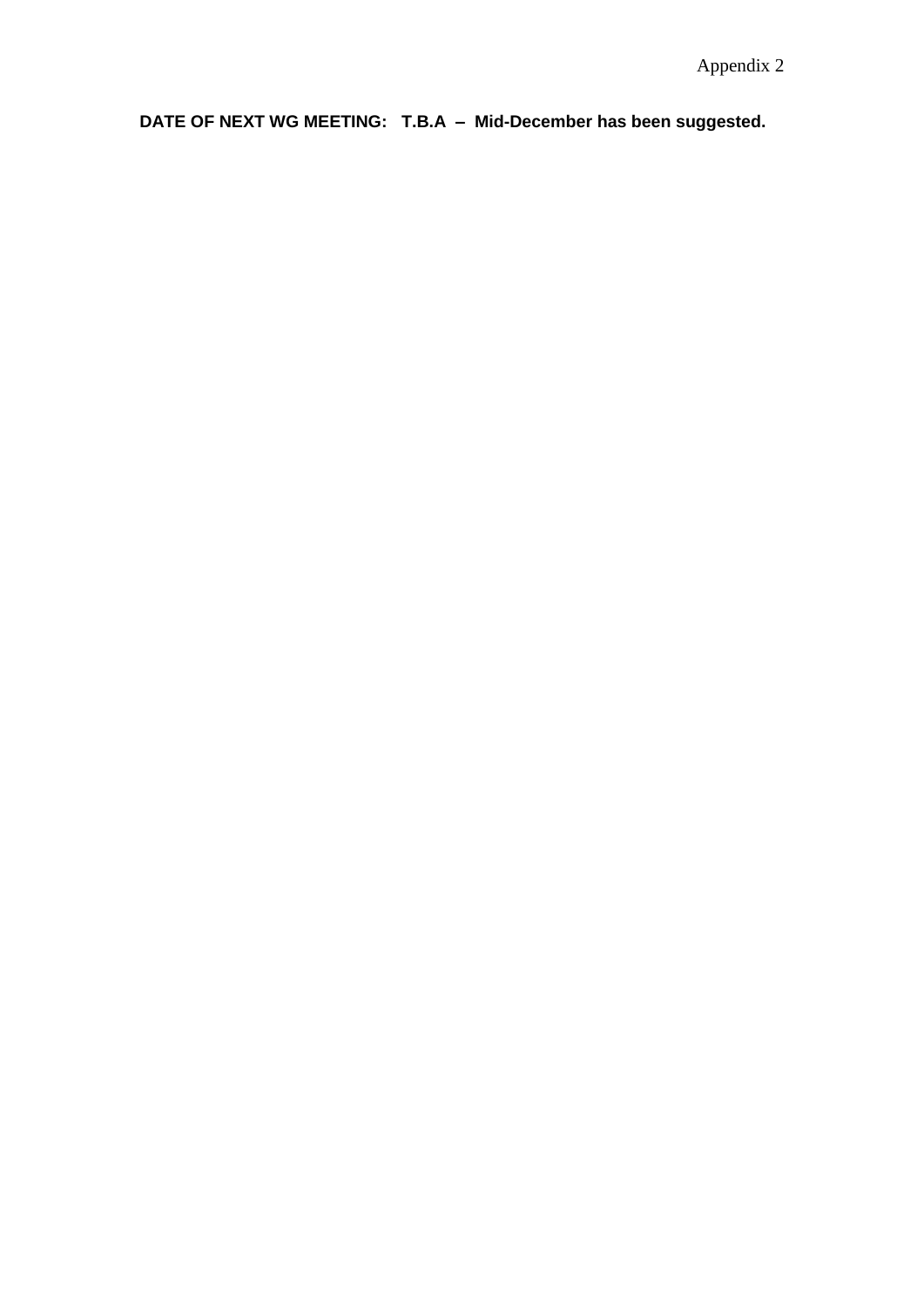Appendix 2

**DATE OF NEXT WG MEETING: T.B.A – Mid-December has been suggested.**